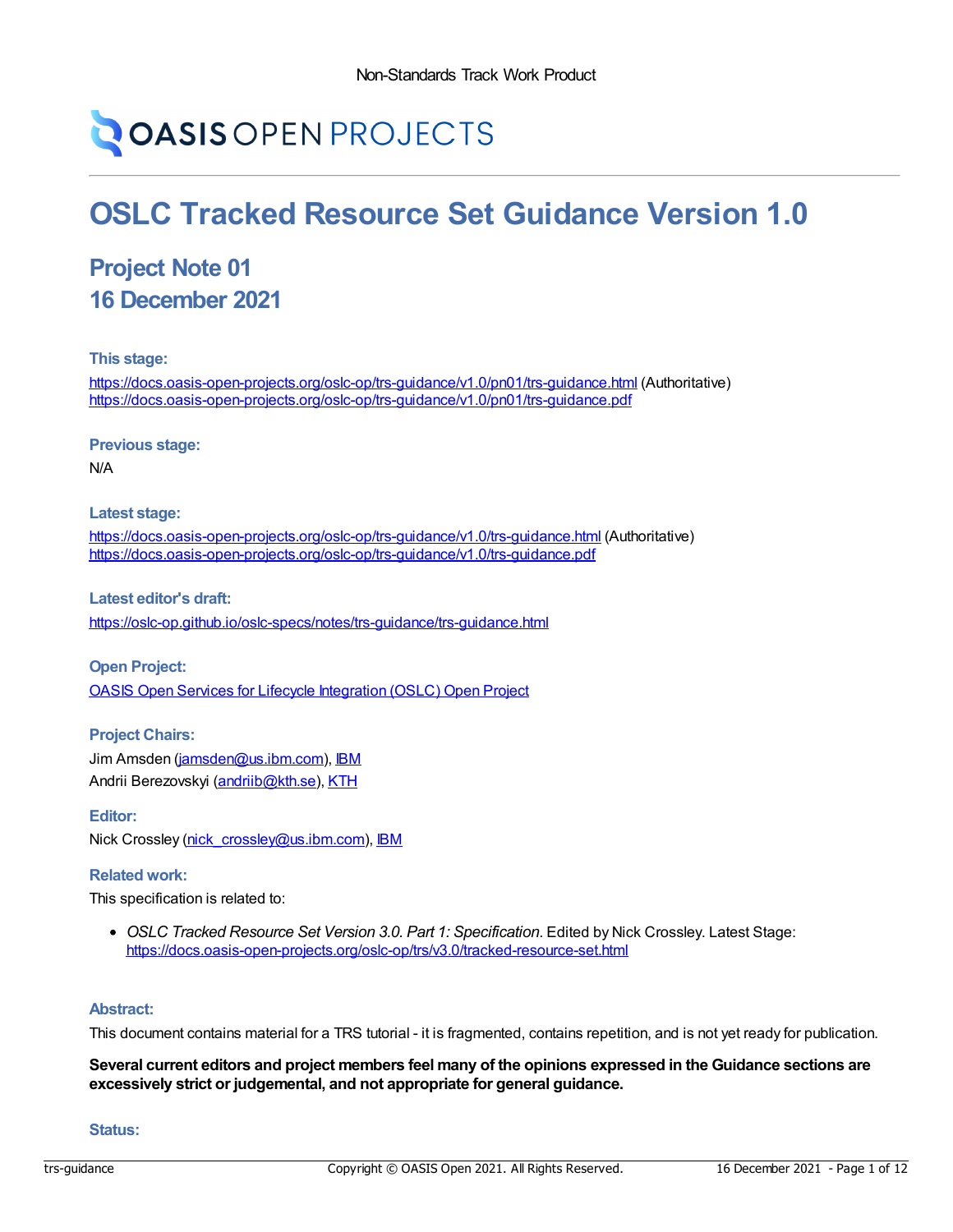Non-Standards Track Work Product

OASIS OPEN PROJECTS

# OSLC Tracked Resource Set Guidance Version 1.0

## Project Note 01
## 16 December 2021

### This stage:

https://docs.oasis-open-projects.org/oslc-op/trs-guidance/v1.0/pn01/trs-guidance.html (Authoritative)
https://docs.oasis-open-projects.org/oslc-op/trs-guidance/v1.0/pn01/trs-guidance.pdf

### Previous stage:

N/A

### Latest stage:

https://docs.oasis-open-projects.org/oslc-op/trs-guidance/v1.0/trs-guidance.html (Authoritative)
https://docs.oasis-open-projects.org/oslc-op/trs-guidance/v1.0/trs-guidance.pdf

### Latest editor's draft:

https://oslc-op.github.io/oslc-specs/notes/trs-guidance/trs-guidance.html

### Open Project:

OASIS Open Services for Lifecycle Integration (OSLC) Open Project

### Project Chairs:

Jim Amsden (jamsden@us.ibm.com), IBM
Andrii Berezovskyi (andriib@kth.se), KTH

### Editor:

Nick Crossley (nick_crossley@us.ibm.com), IBM

### Related work:

This specification is related to:

- *OSLC Tracked Resource Set Version 3.0. Part 1: Specification*. Edited by Nick Crossley. Latest Stage: https://docs.oasis-open-projects.org/oslc-op/trs/v3.0/tracked-resource-set.html

### Abstract:

This document contains material for a TRS tutorial - it is fragmented, contains repetition, and is not yet ready for publication.

**Several current editors and project members feel many of the opinions expressed in the Guidance sections are excessively strict or judgemental, and not appropriate for general guidance.**

### Status: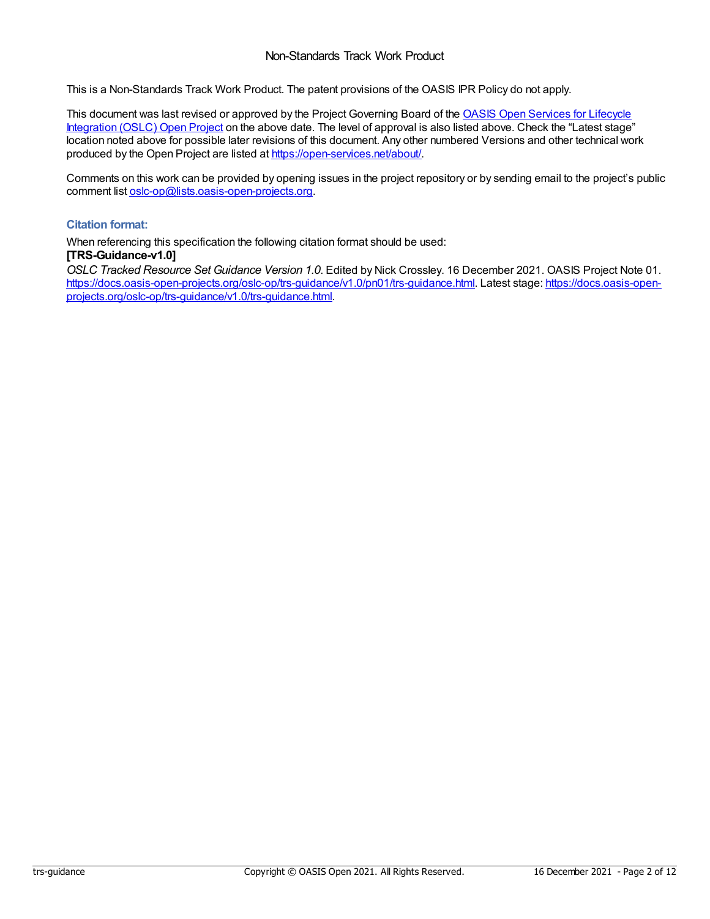## Non-Standards Track Work Product

This is a Non-Standards Track Work Product. The patent provisions of the OASIS IPR Policy do not apply.

This document was last revised or approved by the Project Governing Board of the [OASIS Open Services for Lifecycle Integration (OSLC) Open Project](https://open-services.net/) on the above date. The level of approval is also listed above. Check the "Latest stage" location noted above for possible later revisions of this document. Any other numbered Versions and other technical work produced by the Open Project are listed at [https://open-services.net/about/](https://open-services.net/about/).

Comments on this work can be provided by opening issues in the project repository or by sending email to the project's public comment list [oslc-op@lists.oasis-open-projects.org](mailto:oslc-op@lists.oasis-open-projects.org).

### Citation format:

When referencing this specification the following citation format should be used:

**[TRS-Guidance-v1.0]**

*OSLC Tracked Resource Set Guidance Version 1.0*. Edited by Nick Crossley. 16 December 2021. OASIS Project Note 01. [https://docs.oasis-open-projects.org/oslc-op/trs-guidance/v1.0/pn01/trs-guidance.html](https://docs.oasis-open-projects.org/oslc-op/trs-guidance/v1.0/pn01/trs-guidance.html). Latest stage: [https://docs.oasis-open-projects.org/oslc-op/trs-guidance/v1.0/trs-guidance.html](https://docs.oasis-open-projects.org/oslc-op/trs-guidance/v1.0/trs-guidance.html).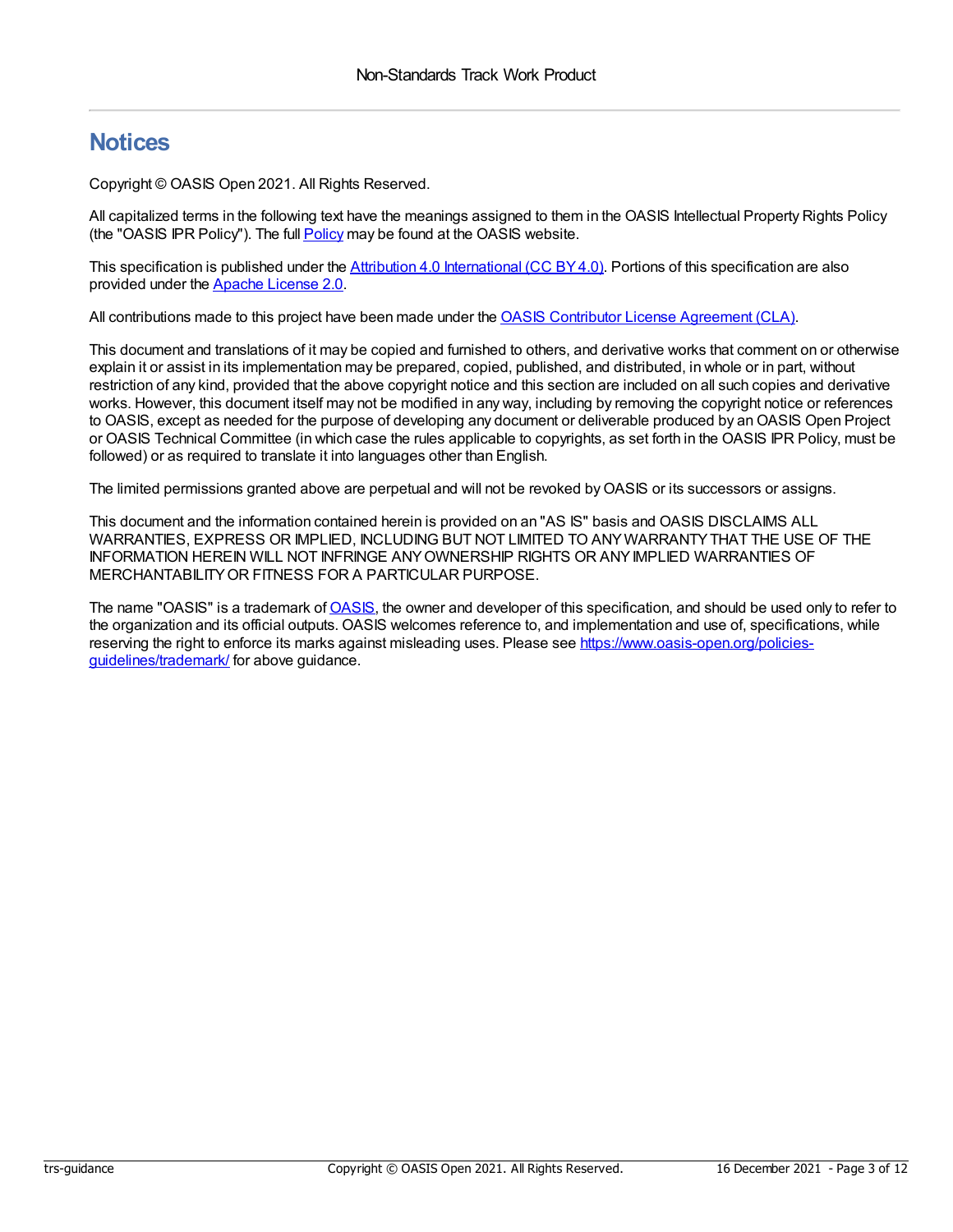# Notices

Copyright © OASIS Open 2021. All Rights Reserved.

All capitalized terms in the following text have the meanings assigned to them in the OASIS Intellectual Property Rights Policy (the "OASIS IPR Policy"). The full [Policy](https://www.oasis-open.org/policies-guidelines/ipr/) may be found at the OASIS website.

This specification is published under the [Attribution 4.0 International (CC BY 4.0)](https://creativecommons.org/licenses/by/4.0/legalcode). Portions of this specification are also provided under the [Apache License 2.0](https://www.apache.org/licenses/LICENSE-2.0).

All contributions made to this project have been made under the [OASIS Contributor License Agreement (CLA)](https://www.oasis-open.org/policies-guidelines/open-projects-process/#individual-cla-exhibit).

This document and translations of it may be copied and furnished to others, and derivative works that comment on or otherwise explain it or assist in its implementation may be prepared, copied, published, and distributed, in whole or in part, without restriction of any kind, provided that the above copyright notice and this section are included on all such copies and derivative works. However, this document itself may not be modified in any way, including by removing the copyright notice or references to OASIS, except as needed for the purpose of developing any document or deliverable produced by an OASIS Open Project or OASIS Technical Committee (in which case the rules applicable to copyrights, as set forth in the OASIS IPR Policy, must be followed) or as required to translate it into languages other than English.

The limited permissions granted above are perpetual and will not be revoked by OASIS or its successors or assigns.

This document and the information contained herein is provided on an "AS IS" basis and OASIS DISCLAIMS ALL WARRANTIES, EXPRESS OR IMPLIED, INCLUDING BUT NOT LIMITED TO ANY WARRANTY THAT THE USE OF THE INFORMATION HEREIN WILL NOT INFRINGE ANY OWNERSHIP RIGHTS OR ANY IMPLIED WARRANTIES OF MERCHANTABILITY OR FITNESS FOR A PARTICULAR PURPOSE.

The name "OASIS" is a trademark of [OASIS](https://www.oasis-open.org/), the owner and developer of this specification, and should be used only to refer to the organization and its official outputs. OASIS welcomes reference to, and implementation and use of, specifications, while reserving the right to enforce its marks against misleading uses. Please see [https://www.oasis-open.org/policies-guidelines/trademark/](https://www.oasis-open.org/policies-guidelines/trademark/) for above guidance.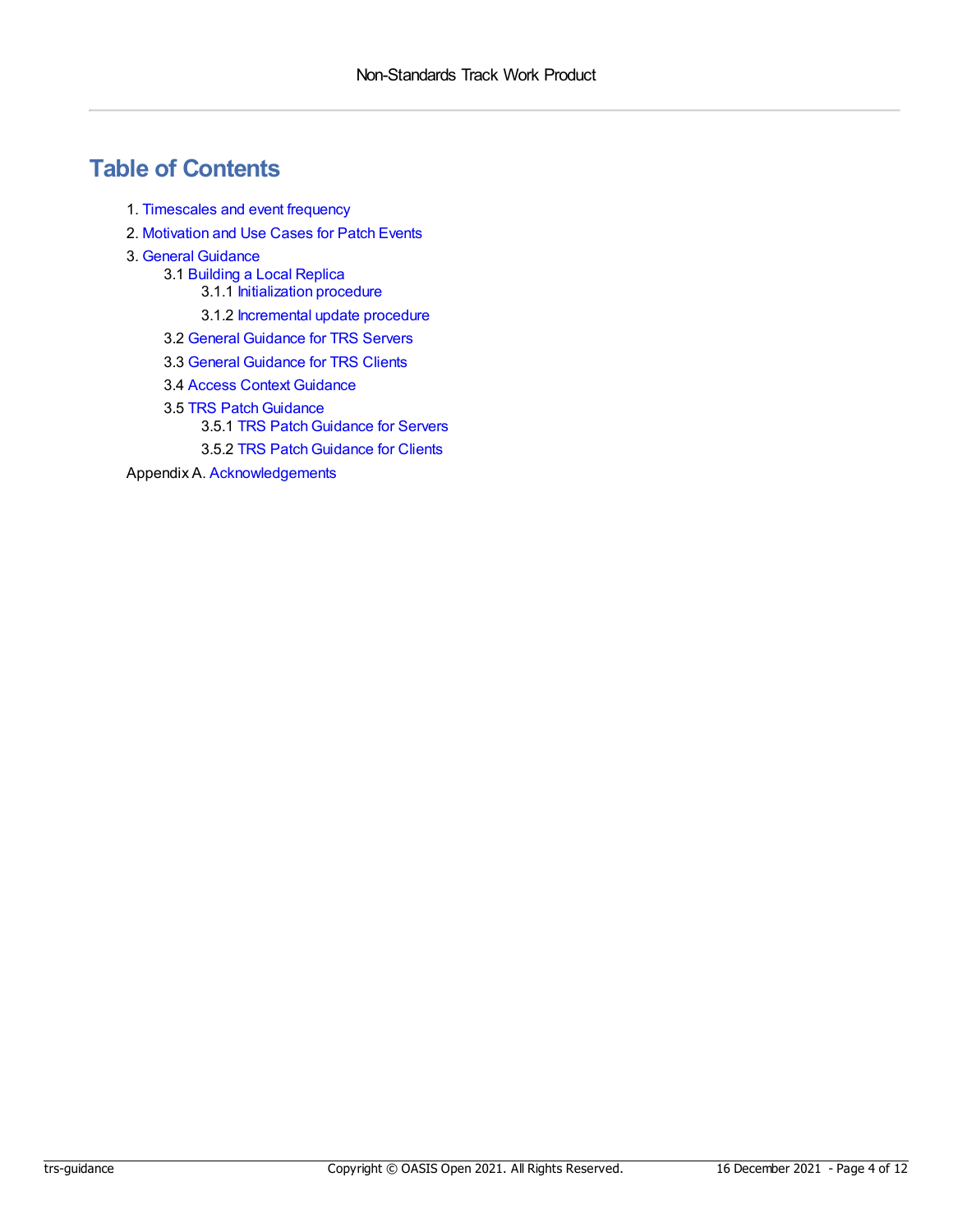# Table of Contents

1. Timescales and event frequency
2. Motivation and Use Cases for Patch Events
3. General Guidance
    - 3.1 Building a Local Replica
        - 3.1.1 Initialization procedure
        - 3.1.2 Incremental update procedure
    - 3.2 General Guidance for TRS Servers
    - 3.3 General Guidance for TRS Clients
    - 3.4 Access Context Guidance
    - 3.5 TRS Patch Guidance
        - 3.5.1 TRS Patch Guidance for Servers
        - 3.5.2 TRS Patch Guidance for Clients

Appendix A. Acknowledgements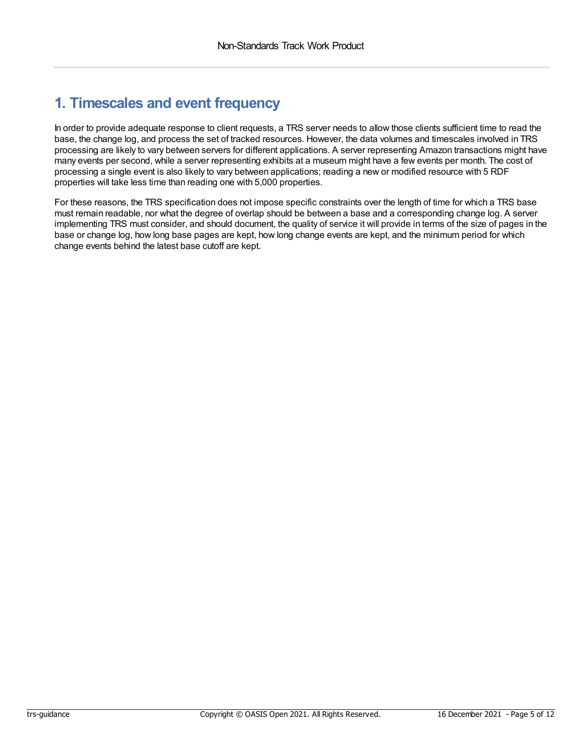# 1. Timescales and event frequency

In order to provide adequate response to client requests, a TRS server needs to allow those clients sufficient time to read the base, the change log, and process the set of tracked resources. However, the data volumes and timescales involved in TRS processing are likely to vary between servers for different applications. A server representing Amazon transactions might have many events per second, while a server representing exhibits at a museum might have a few events per month. The cost of processing a single event is also likely to vary between applications; reading a new or modified resource with 5 RDF properties will take less time than reading one with 5,000 properties.

For these reasons, the TRS specification does not impose specific constraints over the length of time for which a TRS base must remain readable, nor what the degree of overlap should be between a base and a corresponding change log. A server implementing TRS must consider, and should document, the quality of service it will provide in terms of the size of pages in the base or change log, how long base pages are kept, how long change events are kept, and the minimum period for which change events behind the latest base cutoff are kept.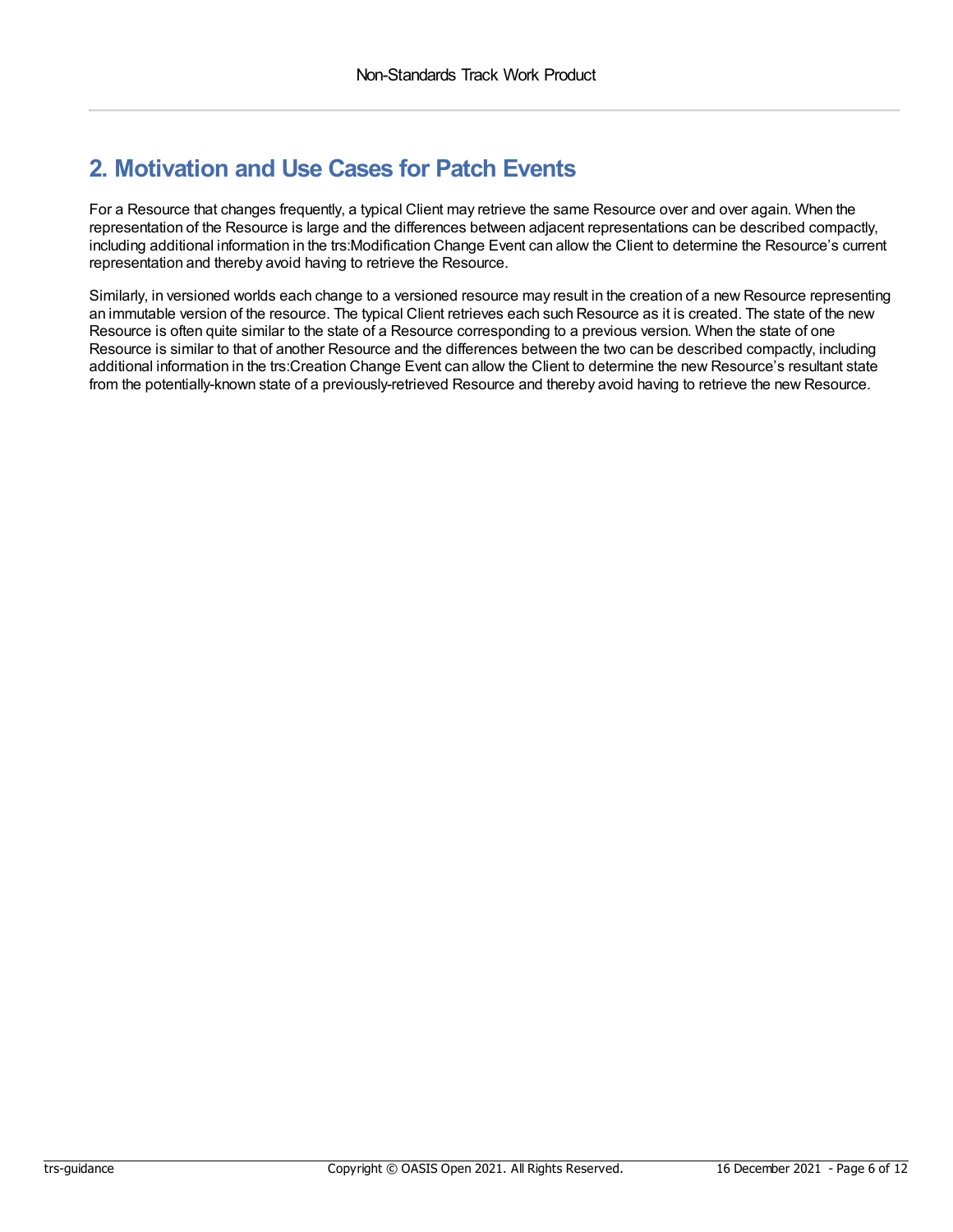## 2. Motivation and Use Cases for Patch Events

For a Resource that changes frequently, a typical Client may retrieve the same Resource over and over again. When the representation of the Resource is large and the differences between adjacent representations can be described compactly, including additional information in the trs:Modification Change Event can allow the Client to determine the Resource's current representation and thereby avoid having to retrieve the Resource.

Similarly, in versioned worlds each change to a versioned resource may result in the creation of a new Resource representing an immutable version of the resource. The typical Client retrieves each such Resource as it is created. The state of the new Resource is often quite similar to the state of a Resource corresponding to a previous version. When the state of one Resource is similar to that of another Resource and the differences between the two can be described compactly, including additional information in the trs:Creation Change Event can allow the Client to determine the new Resource's resultant state from the potentially-known state of a previously-retrieved Resource and thereby avoid having to retrieve the new Resource.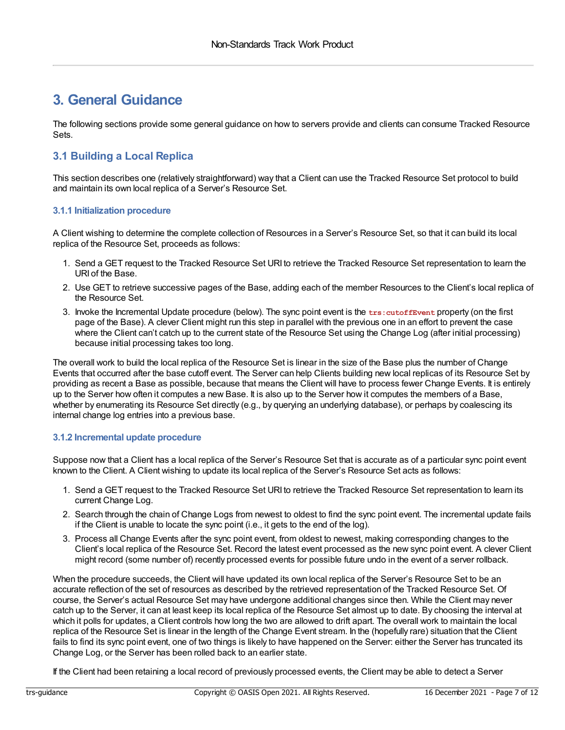# 3. General Guidance

The following sections provide some general guidance on how to servers provide and clients can consume Tracked Resource Sets.

## 3.1 Building a Local Replica

This section describes one (relatively straightforward) way that a Client can use the Tracked Resource Set protocol to build and maintain its own local replica of a Server's Resource Set.

### 3.1.1 Initialization procedure

A Client wishing to determine the complete collection of Resources in a Server's Resource Set, so that it can build its local replica of the Resource Set, proceeds as follows:

1. Send a GET request to the Tracked Resource Set URI to retrieve the Tracked Resource Set representation to learn the URI of the Base.
2. Use GET to retrieve successive pages of the Base, adding each of the member Resources to the Client's local replica of the Resource Set.
3. Invoke the Incremental Update procedure (below). The sync point event is the `trs:cutoffEvent` property (on the first page of the Base). A clever Client might run this step in parallel with the previous one in an effort to prevent the case where the Client can't catch up to the current state of the Resource Set using the Change Log (after initial processing) because initial processing takes too long.

The overall work to build the local replica of the Resource Set is linear in the size of the Base plus the number of Change Events that occurred after the base cutoff event. The Server can help Clients building new local replicas of its Resource Set by providing as recent a Base as possible, because that means the Client will have to process fewer Change Events. It is entirely up to the Server how often it computes a new Base. It is also up to the Server how it computes the members of a Base, whether by enumerating its Resource Set directly (e.g., by querying an underlying database), or perhaps by coalescing its internal change log entries into a previous base.

### 3.1.2 Incremental update procedure

Suppose now that a Client has a local replica of the Server's Resource Set that is accurate as of a particular sync point event known to the Client. A Client wishing to update its local replica of the Server's Resource Set acts as follows:

1. Send a GET request to the Tracked Resource Set URI to retrieve the Tracked Resource Set representation to learn its current Change Log.
2. Search through the chain of Change Logs from newest to oldest to find the sync point event. The incremental update fails if the Client is unable to locate the sync point (i.e., it gets to the end of the log).
3. Process all Change Events after the sync point event, from oldest to newest, making corresponding changes to the Client's local replica of the Resource Set. Record the latest event processed as the new sync point event. A clever Client might record (some number of) recently processed events for possible future undo in the event of a server rollback.

When the procedure succeeds, the Client will have updated its own local replica of the Server's Resource Set to be an accurate reflection of the set of resources as described by the retrieved representation of the Tracked Resource Set. Of course, the Server's actual Resource Set may have undergone additional changes since then. While the Client may never catch up to the Server, it can at least keep its local replica of the Resource Set almost up to date. By choosing the interval at which it polls for updates, a Client controls how long the two are allowed to drift apart. The overall work to maintain the local replica of the Resource Set is linear in the length of the Change Event stream. In the (hopefully rare) situation that the Client fails to find its sync point event, one of two things is likely to have happened on the Server: either the Server has truncated its Change Log, or the Server has been rolled back to an earlier state.

If the Client had been retaining a local record of previously processed events, the Client may be able to detect a Server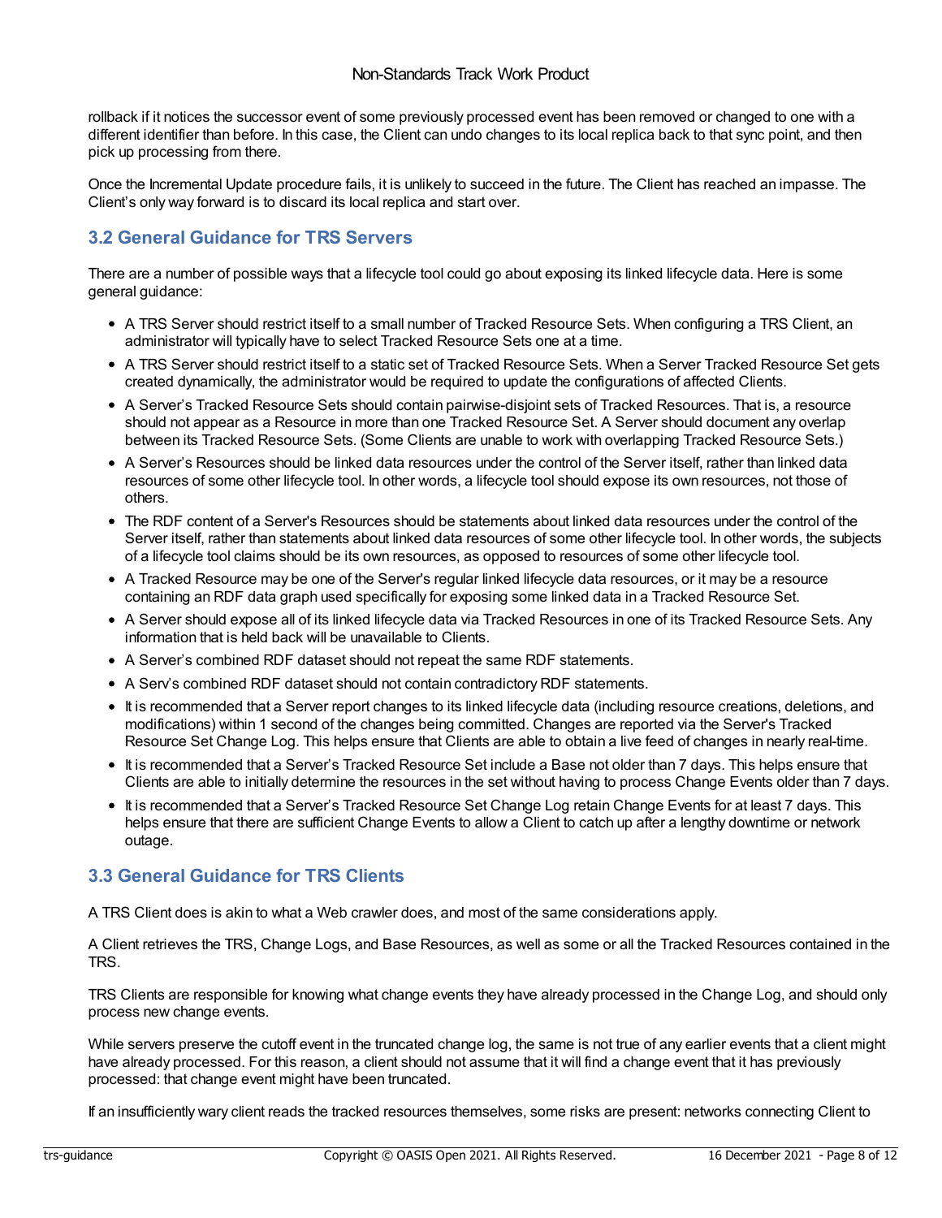rollback if it notices the successor event of some previously processed event has been removed or changed to one with a different identifier than before. In this case, the Client can undo changes to its local replica back to that sync point, and then pick up processing from there.

Once the Incremental Update procedure fails, it is unlikely to succeed in the future. The Client has reached an impasse. The Client's only way forward is to discard its local replica and start over.

## 3.2 General Guidance for TRS Servers

There are a number of possible ways that a lifecycle tool could go about exposing its linked lifecycle data. Here is some general guidance:

- A TRS Server should restrict itself to a small number of Tracked Resource Sets. When configuring a TRS Client, an administrator will typically have to select Tracked Resource Sets one at a time.
- A TRS Server should restrict itself to a static set of Tracked Resource Sets. When a Server Tracked Resource Set gets created dynamically, the administrator would be required to update the configurations of affected Clients.
- A Server's Tracked Resource Sets should contain pairwise-disjoint sets of Tracked Resources. That is, a resource should not appear as a Resource in more than one Tracked Resource Set. A Server should document any overlap between its Tracked Resource Sets. (Some Clients are unable to work with overlapping Tracked Resource Sets.)
- A Server's Resources should be linked data resources under the control of the Server itself, rather than linked data resources of some other lifecycle tool. In other words, a lifecycle tool should expose its own resources, not those of others.
- The RDF content of a Server's Resources should be statements about linked data resources under the control of the Server itself, rather than statements about linked data resources of some other lifecycle tool. In other words, the subjects of a lifecycle tool claims should be its own resources, as opposed to resources of some other lifecycle tool.
- A Tracked Resource may be one of the Server's regular linked lifecycle data resources, or it may be a resource containing an RDF data graph used specifically for exposing some linked data in a Tracked Resource Set.
- A Server should expose all of its linked lifecycle data via Tracked Resources in one of its Tracked Resource Sets. Any information that is held back will be unavailable to Clients.
- A Server's combined RDF dataset should not repeat the same RDF statements.
- A Serv's combined RDF dataset should not contain contradictory RDF statements.
- It is recommended that a Server report changes to its linked lifecycle data (including resource creations, deletions, and modifications) within 1 second of the changes being committed. Changes are reported via the Server's Tracked Resource Set Change Log. This helps ensure that Clients are able to obtain a live feed of changes in nearly real-time.
- It is recommended that a Server's Tracked Resource Set include a Base not older than 7 days. This helps ensure that Clients are able to initially determine the resources in the set without having to process Change Events older than 7 days.
- It is recommended that a Server's Tracked Resource Set Change Log retain Change Events for at least 7 days. This helps ensure that there are sufficient Change Events to allow a Client to catch up after a lengthy downtime or network outage.

## 3.3 General Guidance for TRS Clients

A TRS Client does is akin to what a Web crawler does, and most of the same considerations apply.

A Client retrieves the TRS, Change Logs, and Base Resources, as well as some or all the Tracked Resources contained in the TRS.

TRS Clients are responsible for knowing what change events they have already processed in the Change Log, and should only process new change events.

While servers preserve the cutoff event in the truncated change log, the same is not true of any earlier events that a client might have already processed. For this reason, a client should not assume that it will find a change event that it has previously processed: that change event might have been truncated.

If an insufficiently wary client reads the tracked resources themselves, some risks are present: networks connecting Client to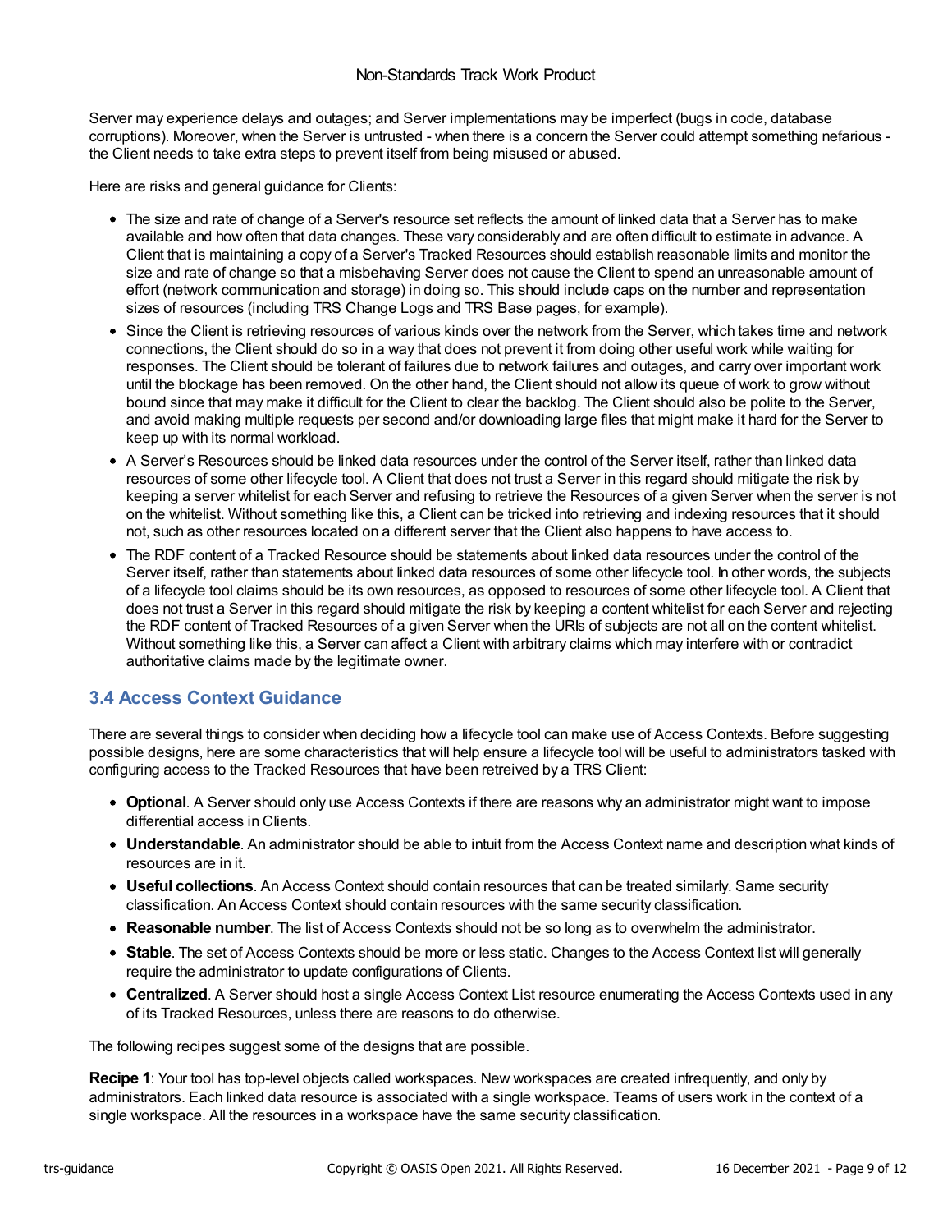Server may experience delays and outages; and Server implementations may be imperfect (bugs in code, database corruptions). Moreover, when the Server is untrusted - when there is a concern the Server could attempt something nefarious - the Client needs to take extra steps to prevent itself from being misused or abused.

Here are risks and general guidance for Clients:

- The size and rate of change of a Server's resource set reflects the amount of linked data that a Server has to make available and how often that data changes. These vary considerably and are often difficult to estimate in advance. A Client that is maintaining a copy of a Server's Tracked Resources should establish reasonable limits and monitor the size and rate of change so that a misbehaving Server does not cause the Client to spend an unreasonable amount of effort (network communication and storage) in doing so. This should include caps on the number and representation sizes of resources (including TRS Change Logs and TRS Base pages, for example).
- Since the Client is retrieving resources of various kinds over the network from the Server, which takes time and network connections, the Client should do so in a way that does not prevent it from doing other useful work while waiting for responses. The Client should be tolerant of failures due to network failures and outages, and carry over important work until the blockage has been removed. On the other hand, the Client should not allow its queue of work to grow without bound since that may make it difficult for the Client to clear the backlog. The Client should also be polite to the Server, and avoid making multiple requests per second and/or downloading large files that might make it hard for the Server to keep up with its normal workload.
- A Server's Resources should be linked data resources under the control of the Server itself, rather than linked data resources of some other lifecycle tool. A Client that does not trust a Server in this regard should mitigate the risk by keeping a server whitelist for each Server and refusing to retrieve the Resources of a given Server when the server is not on the whitelist. Without something like this, a Client can be tricked into retrieving and indexing resources that it should not, such as other resources located on a different server that the Client also happens to have access to.
- The RDF content of a Tracked Resource should be statements about linked data resources under the control of the Server itself, rather than statements about linked data resources of some other lifecycle tool. In other words, the subjects of a lifecycle tool claims should be its own resources, as opposed to resources of some other lifecycle tool. A Client that does not trust a Server in this regard should mitigate the risk by keeping a content whitelist for each Server and rejecting the RDF content of Tracked Resources of a given Server when the URIs of subjects are not all on the content whitelist. Without something like this, a Server can affect a Client with arbitrary claims which may interfere with or contradict authoritative claims made by the legitimate owner.

## 3.4 Access Context Guidance

There are several things to consider when deciding how a lifecycle tool can make use of Access Contexts. Before suggesting possible designs, here are some characteristics that will help ensure a lifecycle tool will be useful to administrators tasked with configuring access to the Tracked Resources that have been retreived by a TRS Client:

- **Optional**. A Server should only use Access Contexts if there are reasons why an administrator might want to impose differential access in Clients.
- **Understandable**. An administrator should be able to intuit from the Access Context name and description what kinds of resources are in it.
- **Useful collections**. An Access Context should contain resources that can be treated similarly. Same security classification. An Access Context should contain resources with the same security classification.
- **Reasonable number**. The list of Access Contexts should not be so long as to overwhelm the administrator.
- **Stable**. The set of Access Contexts should be more or less static. Changes to the Access Context list will generally require the administrator to update configurations of Clients.
- **Centralized**. A Server should host a single Access Context List resource enumerating the Access Contexts used in any of its Tracked Resources, unless there are reasons to do otherwise.

The following recipes suggest some of the designs that are possible.

**Recipe 1**: Your tool has top-level objects called workspaces. New workspaces are created infrequently, and only by administrators. Each linked data resource is associated with a single workspace. Teams of users work in the context of a single workspace. All the resources in a workspace have the same security classification.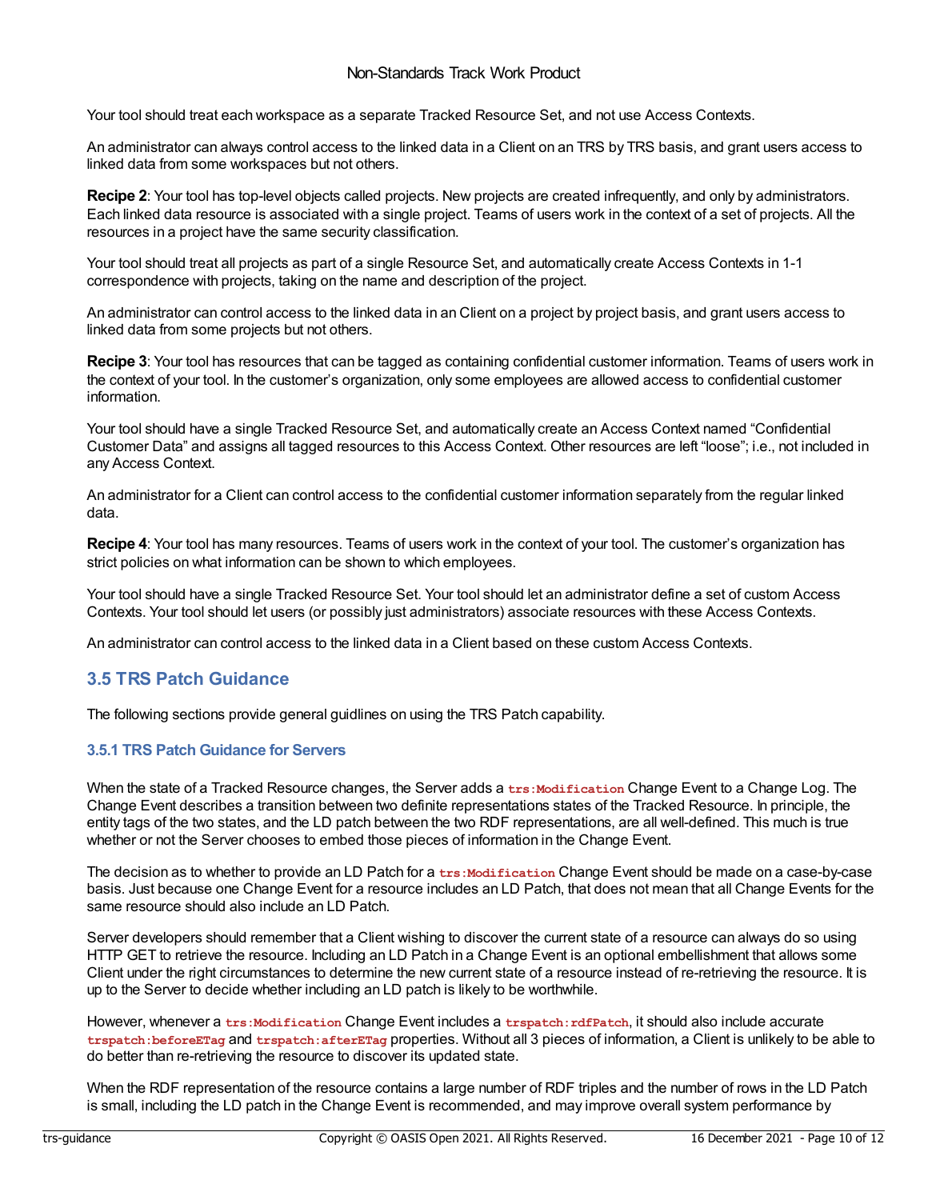Your tool should treat each workspace as a separate Tracked Resource Set, and not use Access Contexts.

An administrator can always control access to the linked data in a Client on an TRS by TRS basis, and grant users access to linked data from some workspaces but not others.

**Recipe 2**: Your tool has top-level objects called projects. New projects are created infrequently, and only by administrators. Each linked data resource is associated with a single project. Teams of users work in the context of a set of projects. All the resources in a project have the same security classification.

Your tool should treat all projects as part of a single Resource Set, and automatically create Access Contexts in 1-1 correspondence with projects, taking on the name and description of the project.

An administrator can control access to the linked data in an Client on a project by project basis, and grant users access to linked data from some projects but not others.

**Recipe 3**: Your tool has resources that can be tagged as containing confidential customer information. Teams of users work in the context of your tool. In the customer's organization, only some employees are allowed access to confidential customer information.

Your tool should have a single Tracked Resource Set, and automatically create an Access Context named "Confidential Customer Data" and assigns all tagged resources to this Access Context. Other resources are left "loose"; i.e., not included in any Access Context.

An administrator for a Client can control access to the confidential customer information separately from the regular linked data.

**Recipe 4**: Your tool has many resources. Teams of users work in the context of your tool. The customer's organization has strict policies on what information can be shown to which employees.

Your tool should have a single Tracked Resource Set. Your tool should let an administrator define a set of custom Access Contexts. Your tool should let users (or possibly just administrators) associate resources with these Access Contexts.

An administrator can control access to the linked data in a Client based on these custom Access Contexts.

## 3.5 TRS Patch Guidance

The following sections provide general guidlines on using the TRS Patch capability.

### 3.5.1 TRS Patch Guidance for Servers

When the state of a Tracked Resource changes, the Server adds a `trs:Modification` Change Event to a Change Log. The Change Event describes a transition between two definite representations states of the Tracked Resource. In principle, the entity tags of the two states, and the LD patch between the two RDF representations, are all well-defined. This much is true whether or not the Server chooses to embed those pieces of information in the Change Event.

The decision as to whether to provide an LD Patch for a `trs:Modification` Change Event should be made on a case-by-case basis. Just because one Change Event for a resource includes an LD Patch, that does not mean that all Change Events for the same resource should also include an LD Patch.

Server developers should remember that a Client wishing to discover the current state of a resource can always do so using HTTP GET to retrieve the resource. Including an LD Patch in a Change Event is an optional embellishment that allows some Client under the right circumstances to determine the new current state of a resource instead of re-retrieving the resource. It is up to the Server to decide whether including an LD patch is likely to be worthwhile.

However, whenever a `trs:Modification` Change Event includes a `trspatch:rdfPatch`, it should also include accurate `trspatch:beforeETag` and `trspatch:afterETag` properties. Without all 3 pieces of information, a Client is unlikely to be able to do better than re-retrieving the resource to discover its updated state.

When the RDF representation of the resource contains a large number of RDF triples and the number of rows in the LD Patch is small, including the LD patch in the Change Event is recommended, and may improve overall system performance by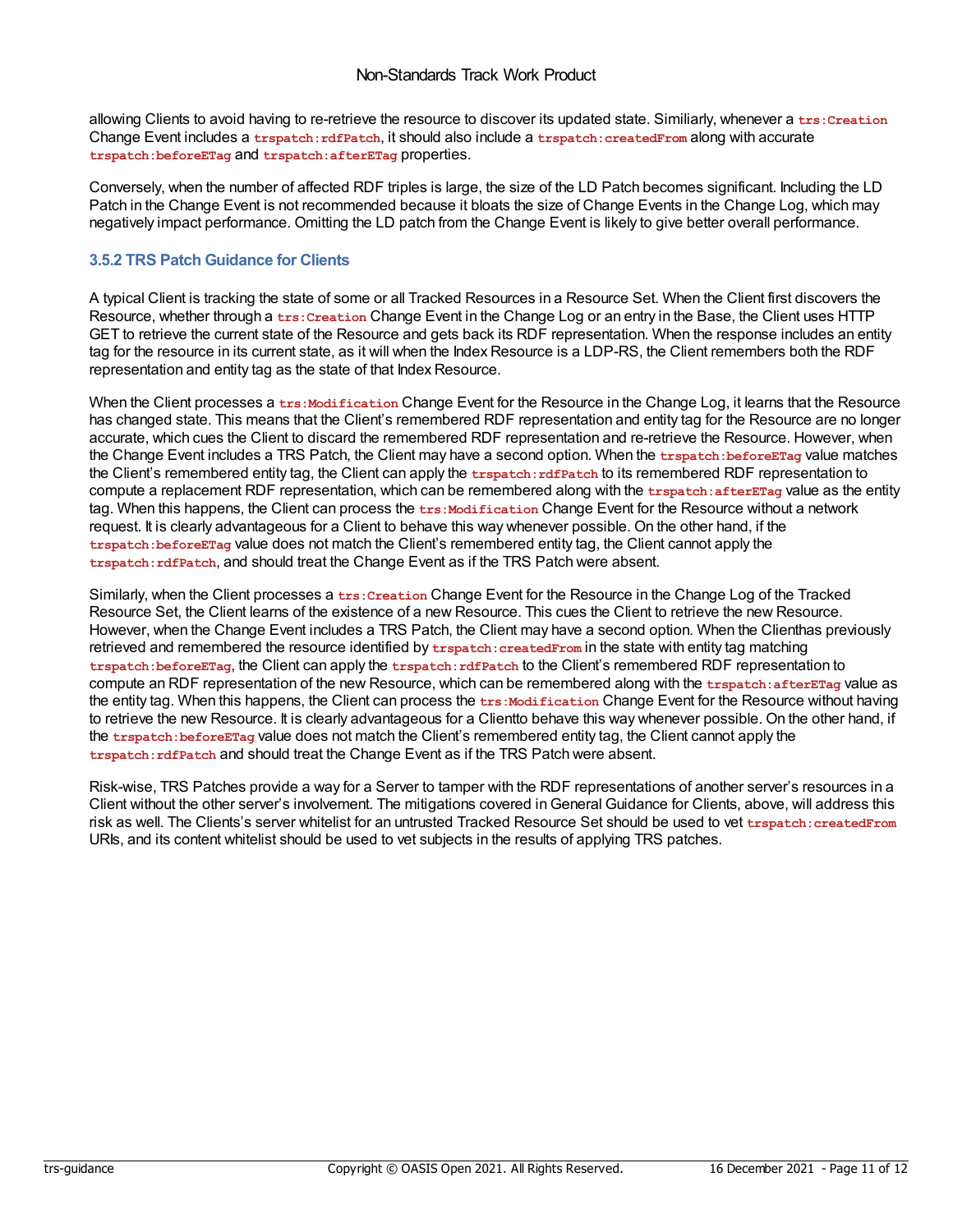allowing Clients to avoid having to re-retrieve the resource to discover its updated state. Similiarly, whenever a `trs:Creation` Change Event includes a `trspatch:rdfPatch`, it should also include a `trspatch:createdFrom` along with accurate `trspatch:beforeETag` and `trspatch:afterETag` properties.

Conversely, when the number of affected RDF triples is large, the size of the LD Patch becomes significant. Including the LD Patch in the Change Event is not recommended because it bloats the size of Change Events in the Change Log, which may negatively impact performance. Omitting the LD patch from the Change Event is likely to give better overall performance.

### 3.5.2 TRS Patch Guidance for Clients

A typical Client is tracking the state of some or all Tracked Resources in a Resource Set. When the Client first discovers the Resource, whether through a `trs:Creation` Change Event in the Change Log or an entry in the Base, the Client uses HTTP GET to retrieve the current state of the Resource and gets back its RDF representation. When the response includes an entity tag for the resource in its current state, as it will when the Index Resource is a LDP-RS, the Client remembers both the RDF representation and entity tag as the state of that Index Resource.

When the Client processes a `trs:Modification` Change Event for the Resource in the Change Log, it learns that the Resource has changed state. This means that the Client's remembered RDF representation and entity tag for the Resource are no longer accurate, which cues the Client to discard the remembered RDF representation and re-retrieve the Resource. However, when the Change Event includes a TRS Patch, the Client may have a second option. When the `trspatch:beforeETag` value matches the Client's remembered entity tag, the Client can apply the `trspatch:rdfPatch` to its remembered RDF representation to compute a replacement RDF representation, which can be remembered along with the `trspatch:afterETag` value as the entity tag. When this happens, the Client can process the `trs:Modification` Change Event for the Resource without a network request. It is clearly advantageous for a Client to behave this way whenever possible. On the other hand, if the `trspatch:beforeETag` value does not match the Client's remembered entity tag, the Client cannot apply the `trspatch:rdfPatch`, and should treat the Change Event as if the TRS Patch were absent.

Similarly, when the Client processes a `trs:Creation` Change Event for the Resource in the Change Log of the Tracked Resource Set, the Client learns of the existence of a new Resource. This cues the Client to retrieve the new Resource. However, when the Change Event includes a TRS Patch, the Client may have a second option. When the Clienthas previously retrieved and remembered the resource identified by `trspatch:createdFrom` in the state with entity tag matching `trspatch:beforeETag`, the Client can apply the `trspatch:rdfPatch` to the Client's remembered RDF representation to compute an RDF representation of the new Resource, which can be remembered along with the `trspatch:afterETag` value as the entity tag. When this happens, the Client can process the `trs:Modification` Change Event for the Resource without having to retrieve the new Resource. It is clearly advantageous for a Clientto behave this way whenever possible. On the other hand, if the `trspatch:beforeETag` value does not match the Client's remembered entity tag, the Client cannot apply the `trspatch:rdfPatch` and should treat the Change Event as if the TRS Patch were absent.

Risk-wise, TRS Patches provide a way for a Server to tamper with the RDF representations of another server's resources in a Client without the other server's involvement. The mitigations covered in General Guidance for Clients, above, will address this risk as well. The Clients's server whitelist for an untrusted Tracked Resource Set should be used to vet `trspatch:createdFrom` URIs, and its content whitelist should be used to vet subjects in the results of applying TRS patches.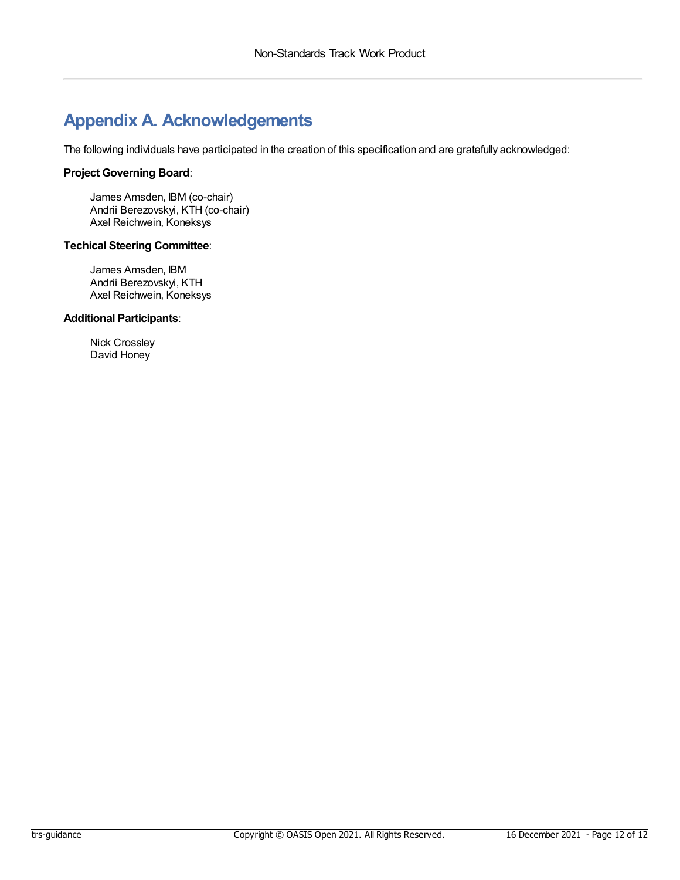# Appendix A. Acknowledgements

The following individuals have participated in the creation of this specification and are gratefully acknowledged:

**Project Governing Board**:

James Amsden, IBM (co-chair)
Andrii Berezovskyi, KTH (co-chair)
Axel Reichwein, Koneksys

**Techical Steering Committee**:

James Amsden, IBM
Andrii Berezovskyi, KTH
Axel Reichwein, Koneksys

**Additional Participants**:

Nick Crossley
David Honey